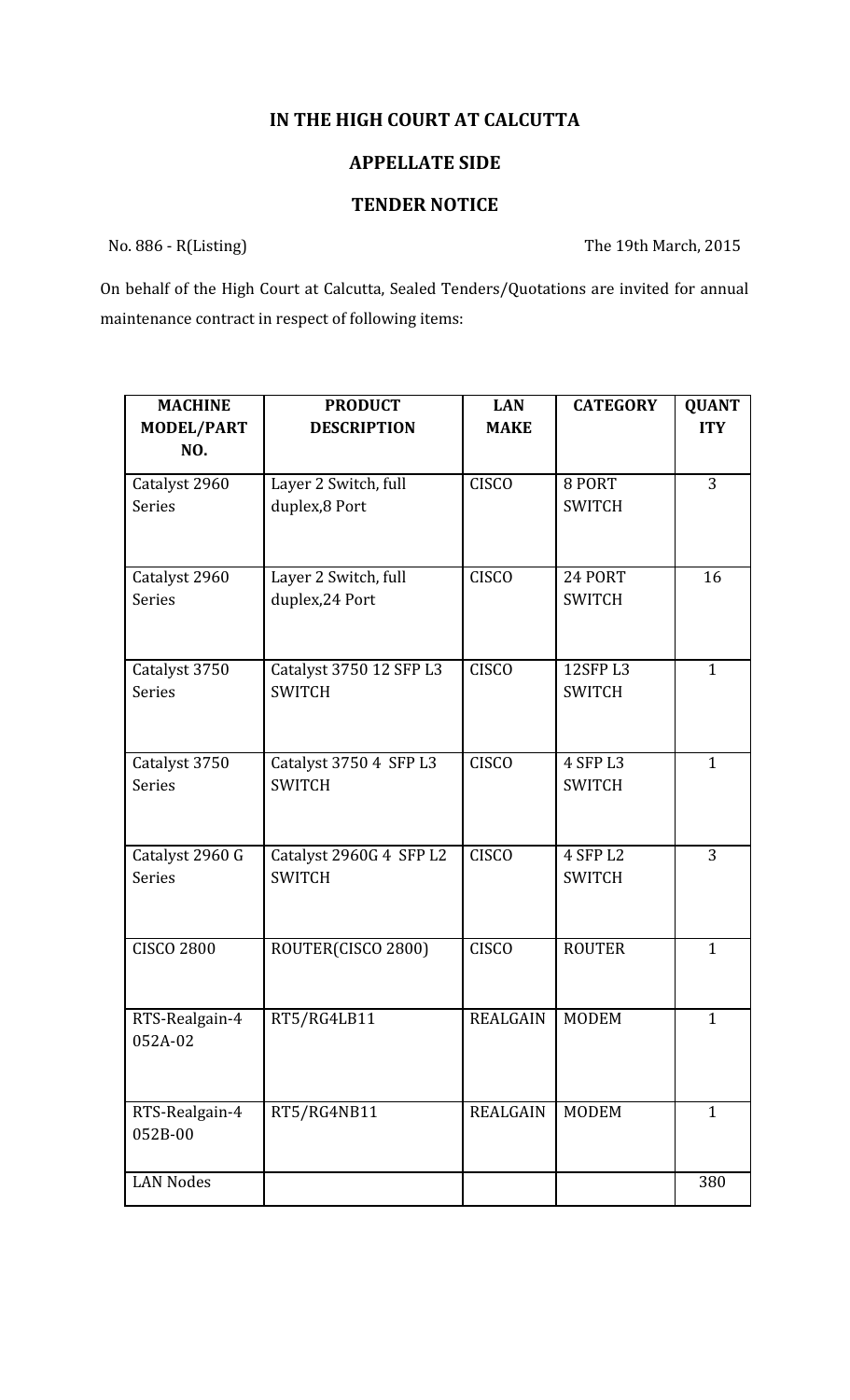# IN THE HIGH COURT AT CALCUTTA

## APPELLATE SIDE

## TENDER NOTICE

No. 886 - R(Listing)  The 19th March, 2015

On behalf of the High Court at Calcutta, Sealed Tenders/Quotations are invited for annual maintenance contract in respect of following items:

| MACHINE MODEL/PART NO. | PRODUCT DESCRIPTION | LAN MAKE | CATEGORY | QUANTITY |
|---|---|---|---|---|
| Catalyst 2960 Series | Layer 2 Switch, full duplex,8 Port | CISCO | 8 PORT SWITCH | 3 |
| Catalyst 2960 Series | Layer 2 Switch, full duplex,24 Port | CISCO | 24 PORT SWITCH | 16 |
| Catalyst 3750 Series | Catalyst 3750 12 SFP L3 SWITCH | CISCO | 12SFP L3 SWITCH | 1 |
| Catalyst 3750 Series | Catalyst 3750 4 SFP L3 SWITCH | CISCO | 4 SFP L3 SWITCH | 1 |
| Catalyst 2960 G Series | Catalyst 2960G 4 SFP L2 SWITCH | CISCO | 4 SFP L2 SWITCH | 3 |
| CISCO 2800 | ROUTER(CISCO 2800) | CISCO | ROUTER | 1 |
| RTS-Realgain-4 052A-02 | RT5/RG4LB11 | REALGAIN | MODEM | 1 |
| RTS-Realgain-4 052B-00 | RT5/RG4NB11 | REALGAIN | MODEM | 1 |
| LAN Nodes | | | | 380 |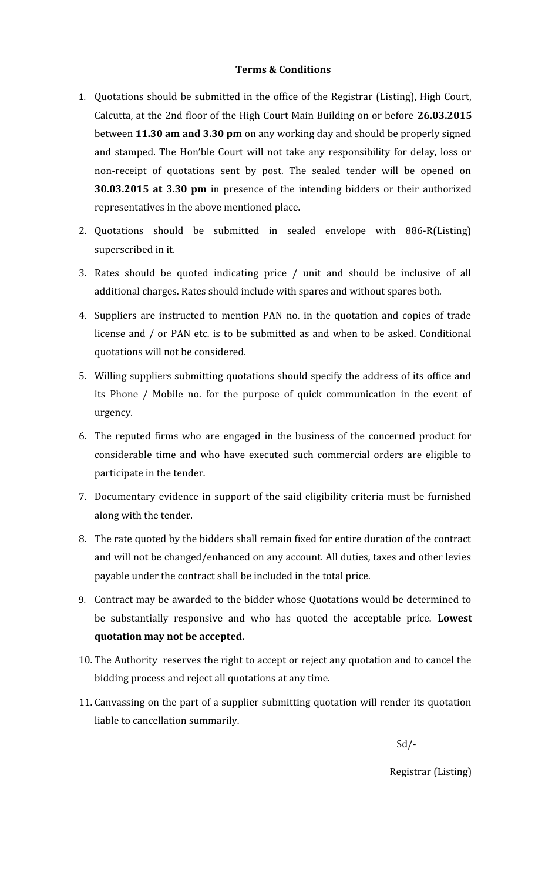**Terms & Conditions**

1. Quotations should be submitted in the office of the Registrar (Listing), High Court, Calcutta, at the 2nd floor of the High Court Main Building on or before **26.03.2015** between **11.30 am and 3.30 pm** on any working day and should be properly signed and stamped. The Hon'ble Court will not take any responsibility for delay, loss or non-receipt of quotations sent by post. The sealed tender will be opened on **30.03.2015 at 3.30 pm** in presence of the intending bidders or their authorized representatives in the above mentioned place.
2. Quotations should be submitted in sealed envelope with 886-R(Listing) superscribed in it.
3. Rates should be quoted indicating price / unit and should be inclusive of all additional charges. Rates should include with spares and without spares both.
4. Suppliers are instructed to mention PAN no. in the quotation and copies of trade license and / or PAN etc. is to be submitted as and when to be asked. Conditional quotations will not be considered.
5. Willing suppliers submitting quotations should specify the address of its office and its Phone / Mobile no. for the purpose of quick communication in the event of urgency.
6. The reputed firms who are engaged in the business of the concerned product for considerable time and who have executed such commercial orders are eligible to participate in the tender.
7. Documentary evidence in support of the said eligibility criteria must be furnished along with the tender.
8. The rate quoted by the bidders shall remain fixed for entire duration of the contract and will not be changed/enhanced on any account. All duties, taxes and other levies payable under the contract shall be included in the total price.
9. Contract may be awarded to the bidder whose Quotations would be determined to be substantially responsive and who has quoted the acceptable price. **Lowest quotation may not be accepted.**
10. The Authority reserves the right to accept or reject any quotation and to cancel the bidding process and reject all quotations at any time.
11. Canvassing on the part of a supplier submitting quotation will render its quotation liable to cancellation summarily.

Sd/-

Registrar (Listing)